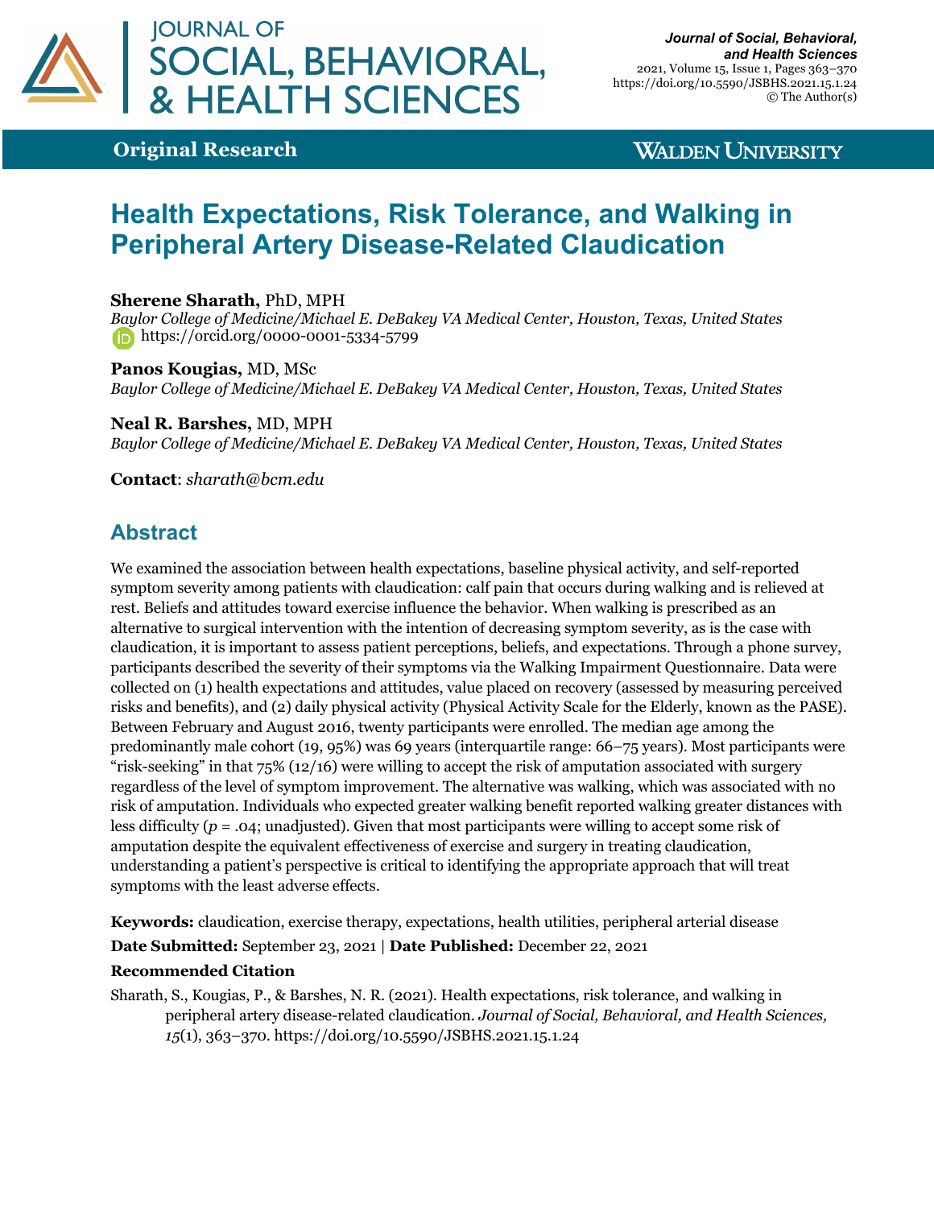**Original Research**

# Health Expectations, Risk Tolerance, and Walking in Peripheral Artery Disease-Related Claudication

**Sherene Sharath,** PhD, MPH
*Baylor College of Medicine/Michael E. DeBakey VA Medical Center, Houston, Texas, United States*
https://orcid.org/0000-0001-5334-5799

**Panos Kougias,** MD, MSc
*Baylor College of Medicine/Michael E. DeBakey VA Medical Center, Houston, Texas, United States*

**Neal R. Barshes,** MD, MPH
*Baylor College of Medicine/Michael E. DeBakey VA Medical Center, Houston, Texas, United States*

**Contact**: *sharath@bcm.edu*

## Abstract

We examined the association between health expectations, baseline physical activity, and self-reported symptom severity among patients with claudication: calf pain that occurs during walking and is relieved at rest. Beliefs and attitudes toward exercise influence the behavior. When walking is prescribed as an alternative to surgical intervention with the intention of decreasing symptom severity, as is the case with claudication, it is important to assess patient perceptions, beliefs, and expectations. Through a phone survey, participants described the severity of their symptoms via the Walking Impairment Questionnaire. Data were collected on (1) health expectations and attitudes, value placed on recovery (assessed by measuring perceived risks and benefits), and (2) daily physical activity (Physical Activity Scale for the Elderly, known as the PASE). Between February and August 2016, twenty participants were enrolled. The median age among the predominantly male cohort (19, 95%) was 69 years (interquartile range: 66–75 years). Most participants were "risk-seeking" in that 75% (12/16) were willing to accept the risk of amputation associated with surgery regardless of the level of symptom improvement. The alternative was walking, which was associated with no risk of amputation. Individuals who expected greater walking benefit reported walking greater distances with less difficulty ($p$ = .04; unadjusted). Given that most participants were willing to accept some risk of amputation despite the equivalent effectiveness of exercise and surgery in treating claudication, understanding a patient's perspective is critical to identifying the appropriate approach that will treat symptoms with the least adverse effects.

**Keywords:** claudication, exercise therapy, expectations, health utilities, peripheral arterial disease

**Date Submitted:** September 23, 2021 | **Date Published:** December 22, 2021

**Recommended Citation**

Sharath, S., Kougias, P., & Barshes, N. R. (2021). Health expectations, risk tolerance, and walking in peripheral artery disease-related claudication. *Journal of Social, Behavioral, and Health Sciences, 15*(1), 363–370. https://doi.org/10.5590/JSBHS.2021.15.1.24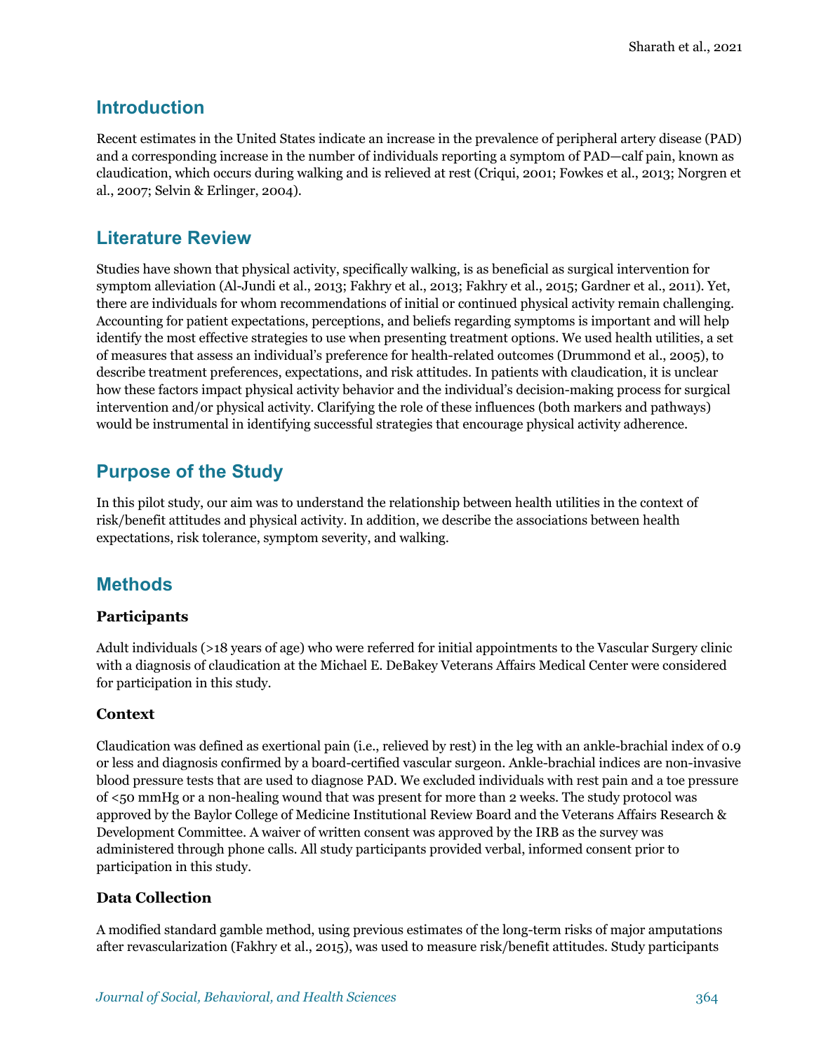## Introduction

Recent estimates in the United States indicate an increase in the prevalence of peripheral artery disease (PAD) and a corresponding increase in the number of individuals reporting a symptom of PAD—calf pain, known as claudication, which occurs during walking and is relieved at rest (Criqui, 2001; Fowkes et al., 2013; Norgren et al., 2007; Selvin & Erlinger, 2004).

## Literature Review

Studies have shown that physical activity, specifically walking, is as beneficial as surgical intervention for symptom alleviation (Al-Jundi et al., 2013; Fakhry et al., 2013; Fakhry et al., 2015; Gardner et al., 2011). Yet, there are individuals for whom recommendations of initial or continued physical activity remain challenging. Accounting for patient expectations, perceptions, and beliefs regarding symptoms is important and will help identify the most effective strategies to use when presenting treatment options. We used health utilities, a set of measures that assess an individual's preference for health-related outcomes (Drummond et al., 2005), to describe treatment preferences, expectations, and risk attitudes. In patients with claudication, it is unclear how these factors impact physical activity behavior and the individual's decision-making process for surgical intervention and/or physical activity. Clarifying the role of these influences (both markers and pathways) would be instrumental in identifying successful strategies that encourage physical activity adherence.

## Purpose of the Study

In this pilot study, our aim was to understand the relationship between health utilities in the context of risk/benefit attitudes and physical activity. In addition, we describe the associations between health expectations, risk tolerance, symptom severity, and walking.

## Methods

### Participants

Adult individuals (>18 years of age) who were referred for initial appointments to the Vascular Surgery clinic with a diagnosis of claudication at the Michael E. DeBakey Veterans Affairs Medical Center were considered for participation in this study.

### Context

Claudication was defined as exertional pain (i.e., relieved by rest) in the leg with an ankle-brachial index of 0.9 or less and diagnosis confirmed by a board-certified vascular surgeon. Ankle-brachial indices are non-invasive blood pressure tests that are used to diagnose PAD. We excluded individuals with rest pain and a toe pressure of <50 mmHg or a non-healing wound that was present for more than 2 weeks. The study protocol was approved by the Baylor College of Medicine Institutional Review Board and the Veterans Affairs Research & Development Committee. A waiver of written consent was approved by the IRB as the survey was administered through phone calls. All study participants provided verbal, informed consent prior to participation in this study.

### Data Collection

A modified standard gamble method, using previous estimates of the long-term risks of major amputations after revascularization (Fakhry et al., 2015), was used to measure risk/benefit attitudes. Study participants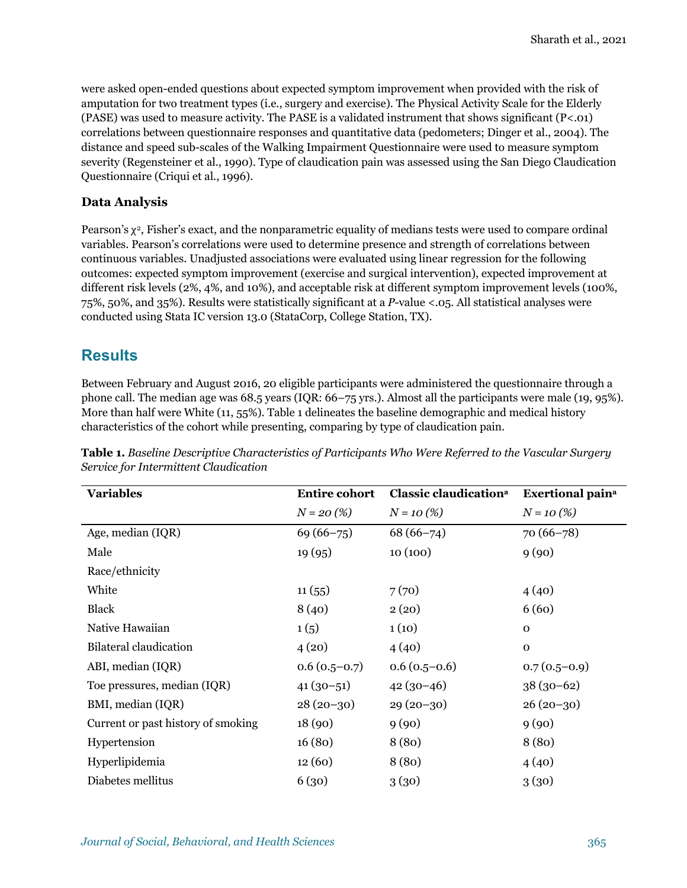were asked open-ended questions about expected symptom improvement when provided with the risk of amputation for two treatment types (i.e., surgery and exercise). The Physical Activity Scale for the Elderly (PASE) was used to measure activity. The PASE is a validated instrument that shows significant ($P<.01$) correlations between questionnaire responses and quantitative data (pedometers; Dinger et al., 2004). The distance and speed sub-scales of the Walking Impairment Questionnaire were used to measure symptom severity (Regensteiner et al., 1990). Type of claudication pain was assessed using the San Diego Claudication Questionnaire (Criqui et al., 1996).

### Data Analysis

Pearson's $\chi^2$, Fisher's exact, and the nonparametric equality of medians tests were used to compare ordinal variables. Pearson's correlations were used to determine presence and strength of correlations between continuous variables. Unadjusted associations were evaluated using linear regression for the following outcomes: expected symptom improvement (exercise and surgical intervention), expected improvement at different risk levels (2%, 4%, and 10%), and acceptable risk at different symptom improvement levels (100%, 75%, 50%, and 35%). Results were statistically significant at a $P$-value <.05. All statistical analyses were conducted using Stata IC version 13.0 (StataCorp, College Station, TX).

## Results

Between February and August 2016, 20 eligible participants were administered the questionnaire through a phone call. The median age was 68.5 years (IQR: 66–75 yrs.). Almost all the participants were male (19, 95%). More than half were White (11, 55%). Table 1 delineates the baseline demographic and medical history characteristics of the cohort while presenting, comparing by type of claudication pain.

**Table 1.** *Baseline Descriptive Characteristics of Participants Who Were Referred to the Vascular Surgery Service for Intermittent Claudication*

| Variables | Entire cohort | Classic claudication[a] | Exertional pain[a] |
|---|---|---|---|
| | *N = 20 (%)* | *N = 10 (%)* | *N = 10 (%)* |
| Age, median (IQR) | 69 (66–75) | 68 (66–74) | 70 (66–78) |
| Male | 19 (95) | 10 (100) | 9 (90) |
| Race/ethnicity | | | |
| White | 11 (55) | 7 (70) | 4 (40) |
| Black | 8 (40) | 2 (20) | 6 (60) |
| Native Hawaiian | 1 (5) | 1 (10) | 0 |
| Bilateral claudication | 4 (20) | 4 (40) | 0 |
| ABI, median (IQR) | 0.6 (0.5–0.7) | 0.6 (0.5–0.6) | 0.7 (0.5–0.9) |
| Toe pressures, median (IQR) | 41 (30–51) | 42 (30–46) | 38 (30–62) |
| BMI, median (IQR) | 28 (20–30) | 29 (20–30) | 26 (20–30) |
| Current or past history of smoking | 18 (90) | 9 (90) | 9 (90) |
| Hypertension | 16 (80) | 8 (80) | 8 (80) |
| Hyperlipidemia | 12 (60) | 8 (80) | 4 (40) |
| Diabetes mellitus | 6 (30) | 3 (30) | 3 (30) |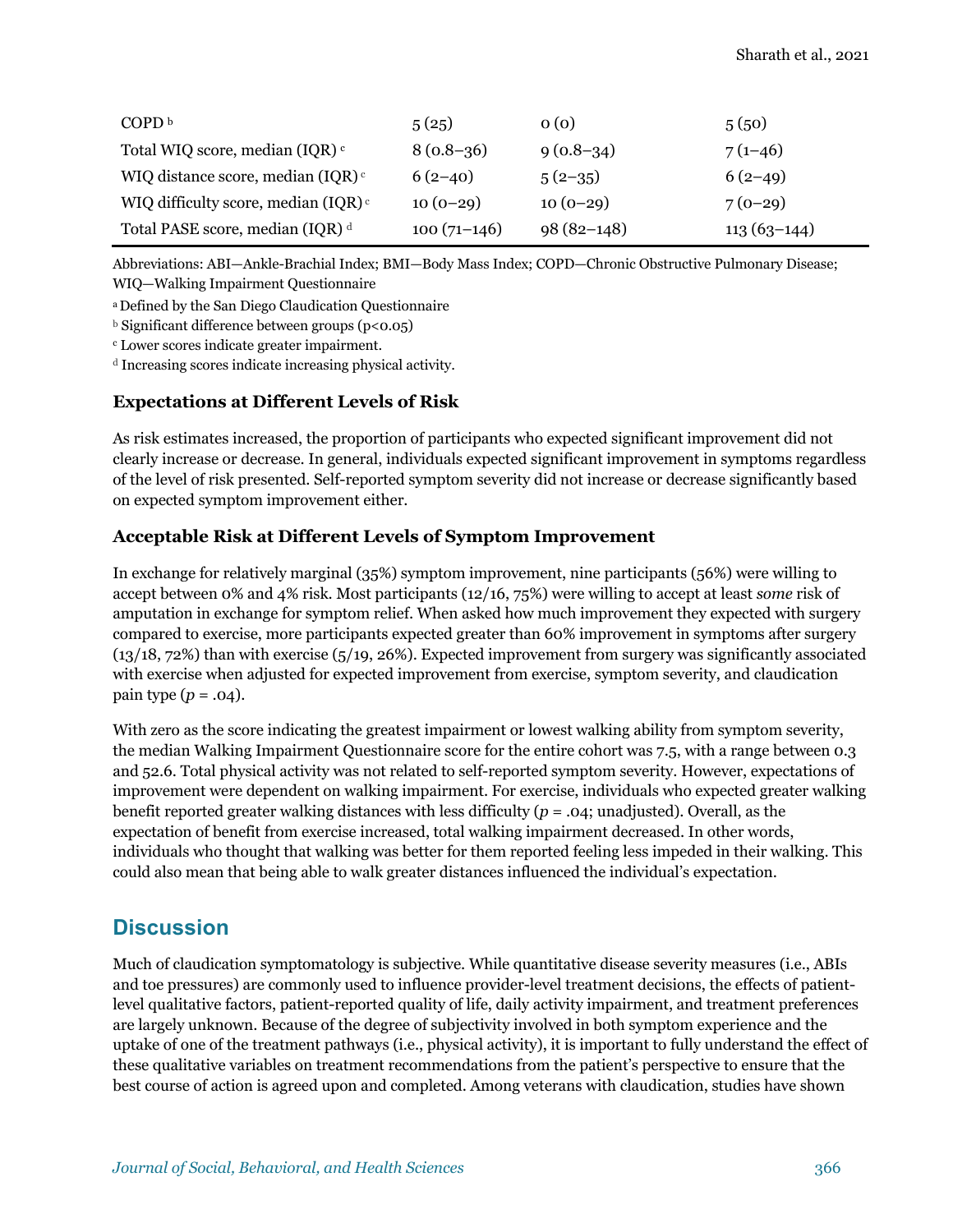| | | | |
|---|---|---|---|
| COPD [b] | 5 (25) | 0 (0) | 5 (50) |
| Total WIQ score, median (IQR) [c] | 8 (0.8–36) | 9 (0.8–34) | 7 (1–46) |
| WIQ distance score, median (IQR) [c] | 6 (2–40) | 5 (2–35) | 6 (2–49) |
| WIQ difficulty score, median (IQR) [c] | 10 (0–29) | 10 (0–29) | 7 (0–29) |
| Total PASE score, median (IQR) [d] | 100 (71–146) | 98 (82–148) | 113 (63–144) |

Abbreviations: ABI—Ankle-Brachial Index; BMI—Body Mass Index; COPD—Chronic Obstructive Pulmonary Disease; WIQ—Walking Impairment Questionnaire

[a] Defined by the San Diego Claudication Questionnaire

[b] Significant difference between groups ($p<0.05$)

[c] Lower scores indicate greater impairment.

[d] Increasing scores indicate increasing physical activity.

### Expectations at Different Levels of Risk

As risk estimates increased, the proportion of participants who expected significant improvement did not clearly increase or decrease. In general, individuals expected significant improvement in symptoms regardless of the level of risk presented. Self-reported symptom severity did not increase or decrease significantly based on expected symptom improvement either.

### Acceptable Risk at Different Levels of Symptom Improvement

In exchange for relatively marginal (35%) symptom improvement, nine participants (56%) were willing to accept between 0% and 4% risk. Most participants (12/16, 75%) were willing to accept at least *some* risk of amputation in exchange for symptom relief. When asked how much improvement they expected with surgery compared to exercise, more participants expected greater than 60% improvement in symptoms after surgery (13/18, 72%) than with exercise (5/19, 26%). Expected improvement from surgery was significantly associated with exercise when adjusted for expected improvement from exercise, symptom severity, and claudication pain type ($p = .04$).

With zero as the score indicating the greatest impairment or lowest walking ability from symptom severity, the median Walking Impairment Questionnaire score for the entire cohort was 7.5, with a range between 0.3 and 52.6. Total physical activity was not related to self-reported symptom severity. However, expectations of improvement were dependent on walking impairment. For exercise, individuals who expected greater walking benefit reported greater walking distances with less difficulty ($p = .04$; unadjusted). Overall, as the expectation of benefit from exercise increased, total walking impairment decreased. In other words, individuals who thought that walking was better for them reported feeling less impeded in their walking. This could also mean that being able to walk greater distances influenced the individual's expectation.

## Discussion

Much of claudication symptomatology is subjective. While quantitative disease severity measures (i.e., ABIs and toe pressures) are commonly used to influence provider-level treatment decisions, the effects of patient-level qualitative factors, patient-reported quality of life, daily activity impairment, and treatment preferences are largely unknown. Because of the degree of subjectivity involved in both symptom experience and the uptake of one of the treatment pathways (i.e., physical activity), it is important to fully understand the effect of these qualitative variables on treatment recommendations from the patient's perspective to ensure that the best course of action is agreed upon and completed. Among veterans with claudication, studies have shown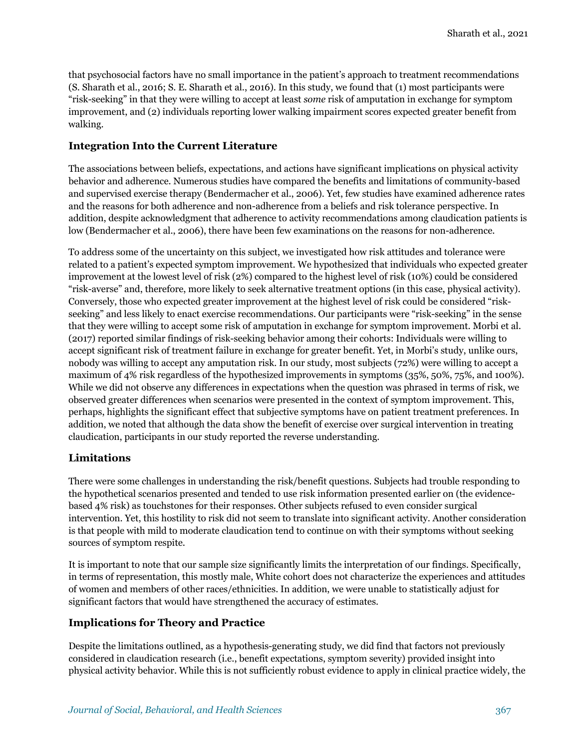that psychosocial factors have no small importance in the patient's approach to treatment recommendations (S. Sharath et al., 2016; S. E. Sharath et al., 2016). In this study, we found that (1) most participants were "risk-seeking" in that they were willing to accept at least *some* risk of amputation in exchange for symptom improvement, and (2) individuals reporting lower walking impairment scores expected greater benefit from walking.

## Integration Into the Current Literature

The associations between beliefs, expectations, and actions have significant implications on physical activity behavior and adherence. Numerous studies have compared the benefits and limitations of community-based and supervised exercise therapy (Bendermacher et al., 2006). Yet, few studies have examined adherence rates and the reasons for both adherence and non-adherence from a beliefs and risk tolerance perspective. In addition, despite acknowledgment that adherence to activity recommendations among claudication patients is low (Bendermacher et al., 2006), there have been few examinations on the reasons for non-adherence.

To address some of the uncertainty on this subject, we investigated how risk attitudes and tolerance were related to a patient's expected symptom improvement. We hypothesized that individuals who expected greater improvement at the lowest level of risk (2%) compared to the highest level of risk (10%) could be considered "risk-averse" and, therefore, more likely to seek alternative treatment options (in this case, physical activity). Conversely, those who expected greater improvement at the highest level of risk could be considered "risk-seeking" and less likely to enact exercise recommendations. Our participants were "risk-seeking" in the sense that they were willing to accept some risk of amputation in exchange for symptom improvement. Morbi et al. (2017) reported similar findings of risk-seeking behavior among their cohorts: Individuals were willing to accept significant risk of treatment failure in exchange for greater benefit. Yet, in Morbi's study, unlike ours, nobody was willing to accept any amputation risk. In our study, most subjects (72%) were willing to accept a maximum of 4% risk regardless of the hypothesized improvements in symptoms (35%, 50%, 75%, and 100%). While we did not observe any differences in expectations when the question was phrased in terms of risk, we observed greater differences when scenarios were presented in the context of symptom improvement. This, perhaps, highlights the significant effect that subjective symptoms have on patient treatment preferences. In addition, we noted that although the data show the benefit of exercise over surgical intervention in treating claudication, participants in our study reported the reverse understanding.

## Limitations

There were some challenges in understanding the risk/benefit questions. Subjects had trouble responding to the hypothetical scenarios presented and tended to use risk information presented earlier on (the evidence-based 4% risk) as touchstones for their responses. Other subjects refused to even consider surgical intervention. Yet, this hostility to risk did not seem to translate into significant activity. Another consideration is that people with mild to moderate claudication tend to continue on with their symptoms without seeking sources of symptom respite.

It is important to note that our sample size significantly limits the interpretation of our findings. Specifically, in terms of representation, this mostly male, White cohort does not characterize the experiences and attitudes of women and members of other races/ethnicities. In addition, we were unable to statistically adjust for significant factors that would have strengthened the accuracy of estimates.

## Implications for Theory and Practice

Despite the limitations outlined, as a hypothesis-generating study, we did find that factors not previously considered in claudication research (i.e., benefit expectations, symptom severity) provided insight into physical activity behavior. While this is not sufficiently robust evidence to apply in clinical practice widely, the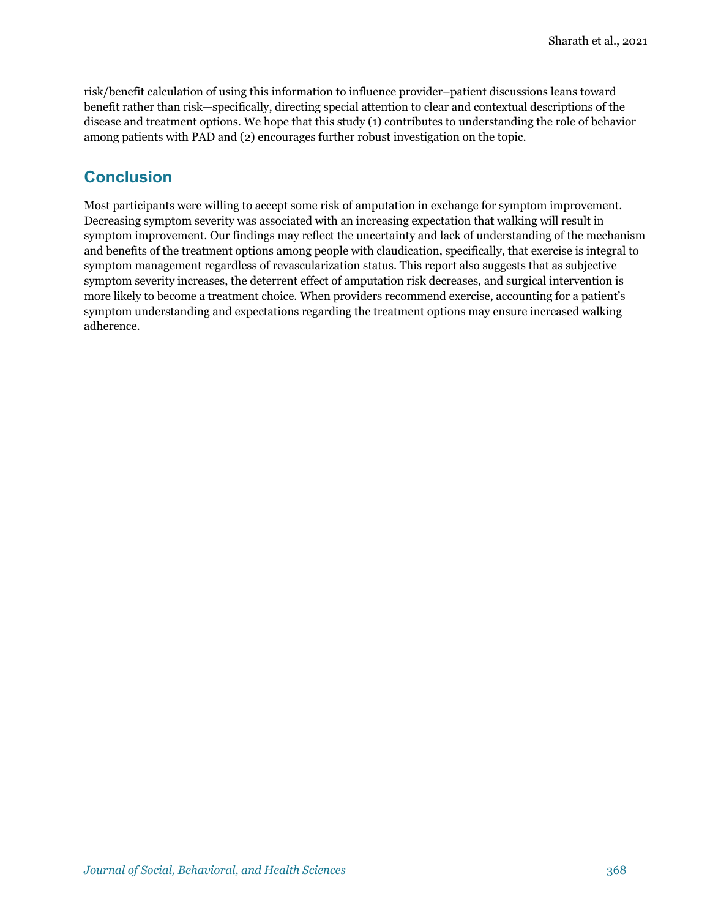risk/benefit calculation of using this information to influence provider–patient discussions leans toward benefit rather than risk—specifically, directing special attention to clear and contextual descriptions of the disease and treatment options. We hope that this study (1) contributes to understanding the role of behavior among patients with PAD and (2) encourages further robust investigation on the topic.

## Conclusion

Most participants were willing to accept some risk of amputation in exchange for symptom improvement. Decreasing symptom severity was associated with an increasing expectation that walking will result in symptom improvement. Our findings may reflect the uncertainty and lack of understanding of the mechanism and benefits of the treatment options among people with claudication, specifically, that exercise is integral to symptom management regardless of revascularization status. This report also suggests that as subjective symptom severity increases, the deterrent effect of amputation risk decreases, and surgical intervention is more likely to become a treatment choice. When providers recommend exercise, accounting for a patient's symptom understanding and expectations regarding the treatment options may ensure increased walking adherence.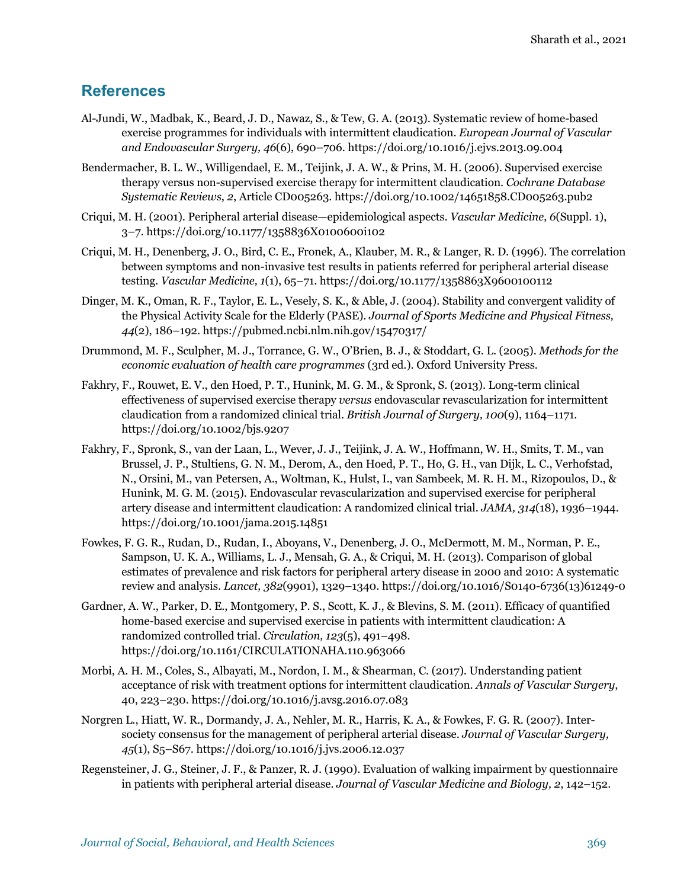## References

Al-Jundi, W., Madbak, K., Beard, J. D., Nawaz, S., & Tew, G. A. (2013). Systematic review of home-based exercise programmes for individuals with intermittent claudication. *European Journal of Vascular and Endovascular Surgery, 46*(6), 690–706. https://doi.org/10.1016/j.ejvs.2013.09.004

Bendermacher, B. L. W., Willigendael, E. M., Teijink, J. A. W., & Prins, M. H. (2006). Supervised exercise therapy versus non-supervised exercise therapy for intermittent claudication. *Cochrane Database Systematic Reviews*, *2*, Article CD005263. https://doi.org/10.1002/14651858.CD005263.pub2

Criqui, M. H. (2001). Peripheral arterial disease—epidemiological aspects. *Vascular Medicine, 6*(Suppl. 1), 3–7. https://doi.org/10.1177/1358836X0100600i102

Criqui, M. H., Denenberg, J. O., Bird, C. E., Fronek, A., Klauber, M. R., & Langer, R. D. (1996). The correlation between symptoms and non-invasive test results in patients referred for peripheral arterial disease testing. *Vascular Medicine, 1*(1), 65–71. https://doi.org/10.1177/1358863X9600100112

Dinger, M. K., Oman, R. F., Taylor, E. L., Vesely, S. K., & Able, J. (2004). Stability and convergent validity of the Physical Activity Scale for the Elderly (PASE). *Journal of Sports Medicine and Physical Fitness, 44*(2), 186–192. https://pubmed.ncbi.nlm.nih.gov/15470317/

Drummond, M. F., Sculpher, M. J., Torrance, G. W., O'Brien, B. J., & Stoddart, G. L. (2005). *Methods for the economic evaluation of health care programmes* (3rd ed.). Oxford University Press.

Fakhry, F., Rouwet, E. V., den Hoed, P. T., Hunink, M. G. M., & Spronk, S. (2013). Long-term clinical effectiveness of supervised exercise therapy *versus* endovascular revascularization for intermittent claudication from a randomized clinical trial. *British Journal of Surgery, 100*(9), 1164–1171. https://doi.org/10.1002/bjs.9207

Fakhry, F., Spronk, S., van der Laan, L., Wever, J. J., Teijink, J. A. W., Hoffmann, W. H., Smits, T. M., van Brussel, J. P., Stultiens, G. N. M., Derom, A., den Hoed, P. T., Ho, G. H., van Dijk, L. C., Verhofstad, N., Orsini, M., van Petersen, A., Woltman, K., Hulst, I., van Sambeek, M. R. H. M., Rizopoulos, D., & Hunink, M. G. M. (2015). Endovascular revascularization and supervised exercise for peripheral artery disease and intermittent claudication: A randomized clinical trial. *JAMA, 314*(18), 1936–1944. https://doi.org/10.1001/jama.2015.14851

Fowkes, F. G. R., Rudan, D., Rudan, I., Aboyans, V., Denenberg, J. O., McDermott, M. M., Norman, P. E., Sampson, U. K. A., Williams, L. J., Mensah, G. A., & Criqui, M. H. (2013). Comparison of global estimates of prevalence and risk factors for peripheral artery disease in 2000 and 2010: A systematic review and analysis. *Lancet, 382*(9901), 1329–1340. https://doi.org/10.1016/S0140-6736(13)61249-0

Gardner, A. W., Parker, D. E., Montgomery, P. S., Scott, K. J., & Blevins, S. M. (2011). Efficacy of quantified home-based exercise and supervised exercise in patients with intermittent claudication: A randomized controlled trial. *Circulation, 123*(5), 491–498. https://doi.org/10.1161/CIRCULATIONAHA.110.963066

Morbi, A. H. M., Coles, S., Albayati, M., Nordon, I. M., & Shearman, C. (2017). Understanding patient acceptance of risk with treatment options for intermittent claudication. *Annals of Vascular Surgery*, 40, 223–230. https://doi.org/10.1016/j.avsg.2016.07.083

Norgren L., Hiatt, W. R., Dormandy, J. A., Nehler, M. R., Harris, K. A., & Fowkes, F. G. R. (2007). Inter-society consensus for the management of peripheral arterial disease. *Journal of Vascular Surgery, 45*(1), S5–S67. https://doi.org/10.1016/j.jvs.2006.12.037

Regensteiner, J. G., Steiner, J. F., & Panzer, R. J. (1990). Evaluation of walking impairment by questionnaire in patients with peripheral arterial disease. *Journal of Vascular Medicine and Biology, 2*, 142–152.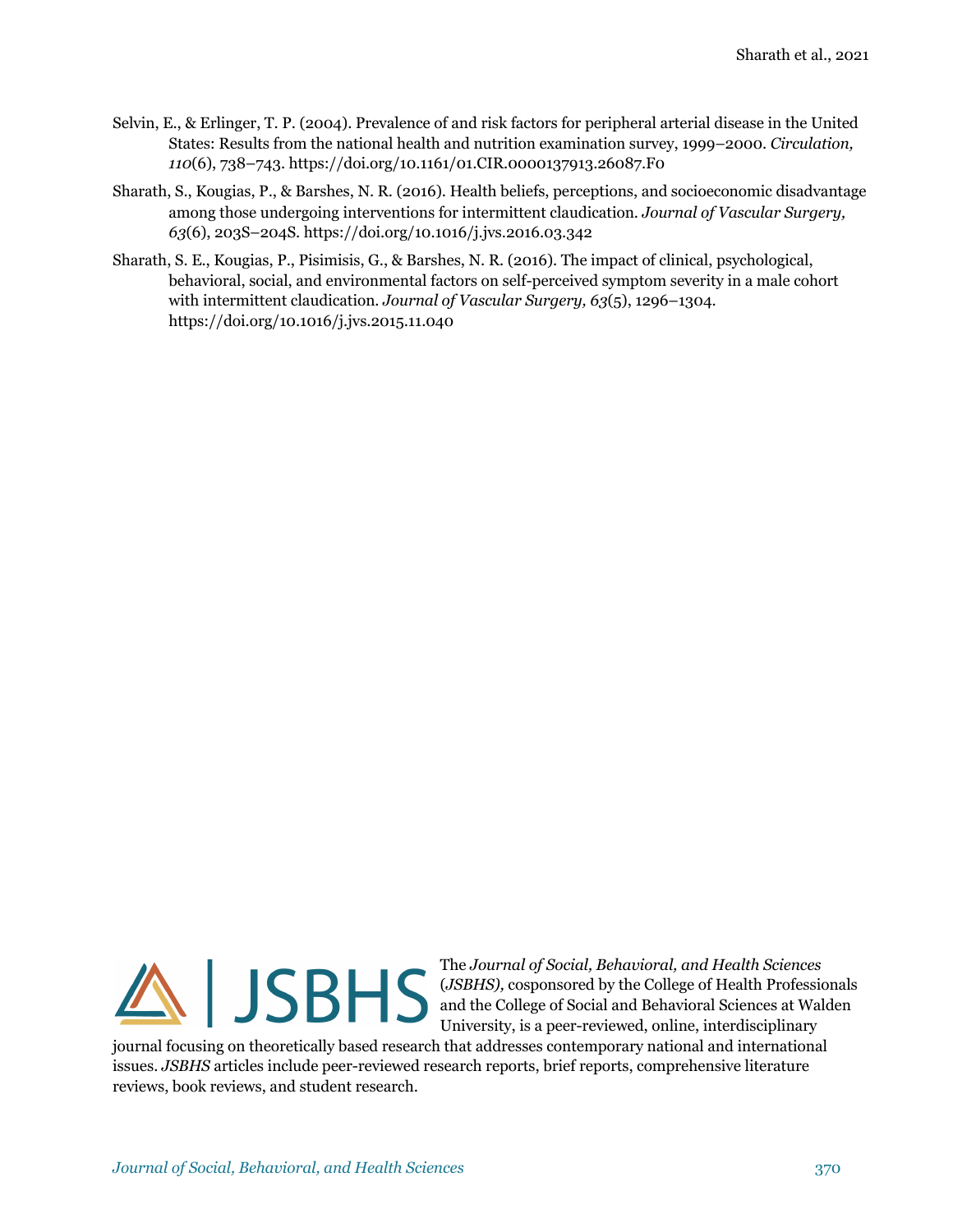Selvin, E., & Erlinger, T. P. (2004). Prevalence of and risk factors for peripheral arterial disease in the United States: Results from the national health and nutrition examination survey, 1999–2000. *Circulation, 110*(6), 738–743. https://doi.org/10.1161/01.CIR.0000137913.26087.F0

Sharath, S., Kougias, P., & Barshes, N. R. (2016). Health beliefs, perceptions, and socioeconomic disadvantage among those undergoing interventions for intermittent claudication. *Journal of Vascular Surgery, 63*(6), 203S–204S. https://doi.org/10.1016/j.jvs.2016.03.342

Sharath, S. E., Kougias, P., Pisimisis, G., & Barshes, N. R. (2016). The impact of clinical, psychological, behavioral, social, and environmental factors on self-perceived symptom severity in a male cohort with intermittent claudication. *Journal of Vascular Surgery, 63*(5), 1296–1304. https://doi.org/10.1016/j.jvs.2015.11.040

JSBHS

The *Journal of Social, Behavioral, and Health Sciences* (*JSBHS*), cosponsored by the College of Health Professionals and the College of Social and Behavioral Sciences at Walden University, is a peer-reviewed, online, interdisciplinary journal focusing on theoretically based research that addresses contemporary national and international issues. *JSBHS* articles include peer-reviewed research reports, brief reports, comprehensive literature reviews, book reviews, and student research.